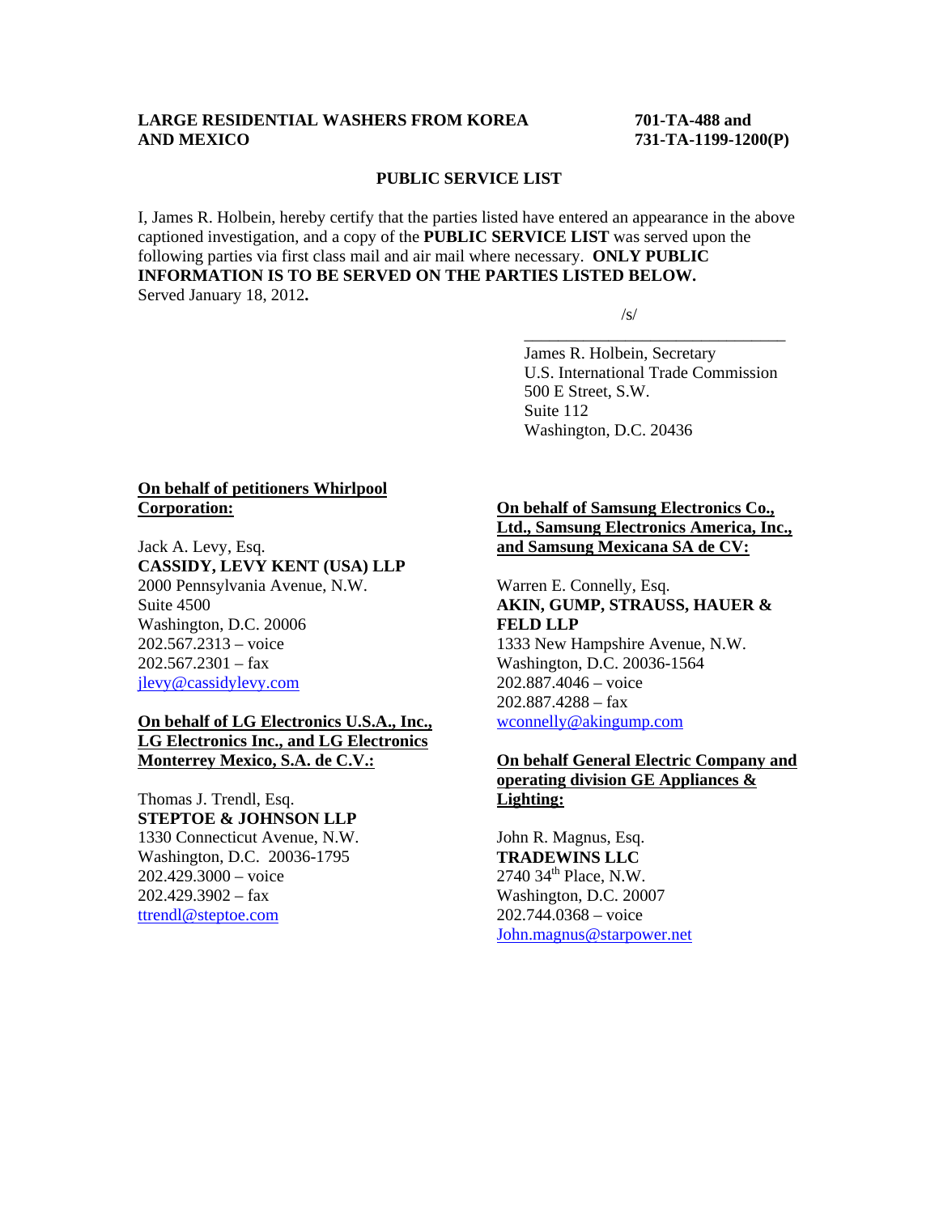**LARGE RESIDENTIAL WASHERS FROM KOREA AND MEXICO**

**701-TA-488 and 731-TA-1199-1200(P)**

**PUBLIC SERVICE LIST**

I, James R. Holbein, hereby certify that the parties listed have entered an appearance in the above captioned investigation, and a copy of the **PUBLIC SERVICE LIST** was served upon the following parties via first class mail and air mail where necessary. **ONLY PUBLIC INFORMATION IS TO BE SERVED ON THE PARTIES LISTED BELOW.**
Served January 18, 2012**.**

/s/

\_\_\_\_\_\_\_\_\_\_\_\_\_\_\_\_\_\_\_\_\_\_\_\_\_\_\_\_\_\_\_\_

James R. Holbein, Secretary
U.S. International Trade Commission
500 E Street, S.W.
Suite 112
Washington, D.C. 20436

**On behalf of petitioners Whirlpool Corporation:**

Jack A. Levy, Esq.
**CASSIDY, LEVY KENT (USA) LLP**
2000 Pennsylvania Avenue, N.W.
Suite 4500
Washington, D.C. 20006
202.567.2313 – voice
202.567.2301 – fax
jlevy@cassidylevy.com

**On behalf of LG Electronics U.S.A., Inc., LG Electronics Inc., and LG Electronics Monterrey Mexico, S.A. de C.V.:**

Thomas J. Trendl, Esq.
**STEPTOE & JOHNSON LLP**
1330 Connecticut Avenue, N.W.
Washington, D.C. 20036-1795
202.429.3000 – voice
202.429.3902 – fax
ttrendl@steptoe.com

**On behalf of Samsung Electronics Co., Ltd., Samsung Electronics America, Inc., and Samsung Mexicana SA de CV:**

Warren E. Connelly, Esq.
**AKIN, GUMP, STRAUSS, HAUER & FELD LLP**
1333 New Hampshire Avenue, N.W.
Washington, D.C. 20036-1564
202.887.4046 – voice
202.887.4288 – fax
wconnelly@akingump.com

**On behalf General Electric Company and operating division GE Appliances & Lighting:**

John R. Magnus, Esq.
**TRADEWINS LLC**
2740 34th Place, N.W.
Washington, D.C. 20007
202.744.0368 – voice
John.magnus@starpower.net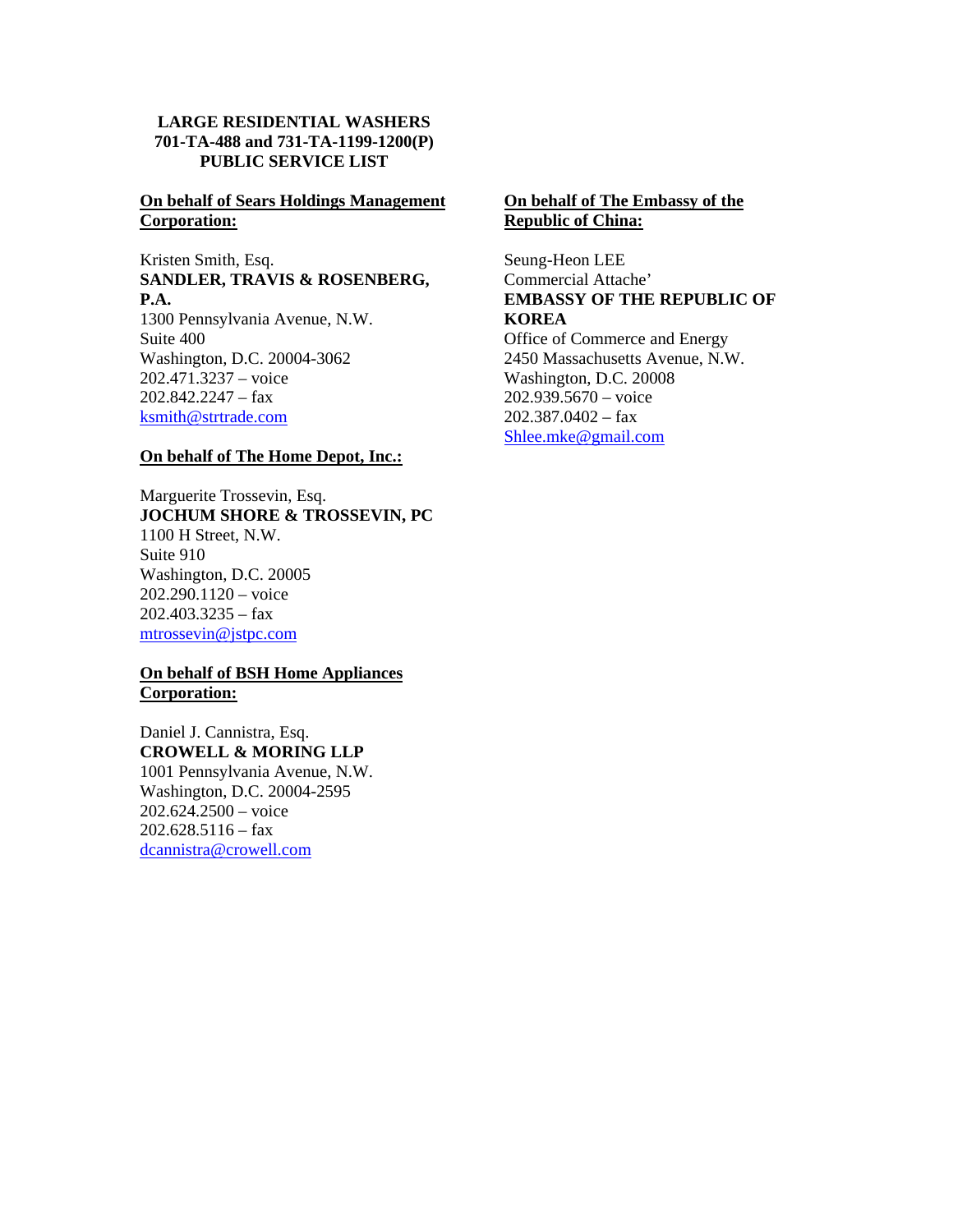**LARGE RESIDENTIAL WASHERS**
**701-TA-488 and 731-TA-1199-1200(P)**
**PUBLIC SERVICE LIST**

**On behalf of Sears Holdings Management Corporation:**

Kristen Smith, Esq.
**SANDLER, TRAVIS & ROSENBERG, P.A.**
1300 Pennsylvania Avenue, N.W.
Suite 400
Washington, D.C. 20004-3062
202.471.3237 – voice
202.842.2247 – fax
ksmith@strtrade.com

**On behalf of The Home Depot, Inc.:**

Marguerite Trossevin, Esq.
**JOCHUM SHORE & TROSSEVIN, PC**
1100 H Street, N.W.
Suite 910
Washington, D.C. 20005
202.290.1120 – voice
202.403.3235 – fax
mtrossevin@jstpc.com

**On behalf of BSH Home Appliances Corporation:**

Daniel J. Cannistra, Esq.
**CROWELL & MORING LLP**
1001 Pennsylvania Avenue, N.W.
Washington, D.C. 20004-2595
202.624.2500 – voice
202.628.5116 – fax
dcannistra@crowell.com

**On behalf of The Embassy of the Republic of China:**

Seung-Heon LEE
Commercial Attache'
**EMBASSY OF THE REPUBLIC OF KOREA**
Office of Commerce and Energy
2450 Massachusetts Avenue, N.W.
Washington, D.C. 20008
202.939.5670 – voice
202.387.0402 – fax
Shlee.mke@gmail.com